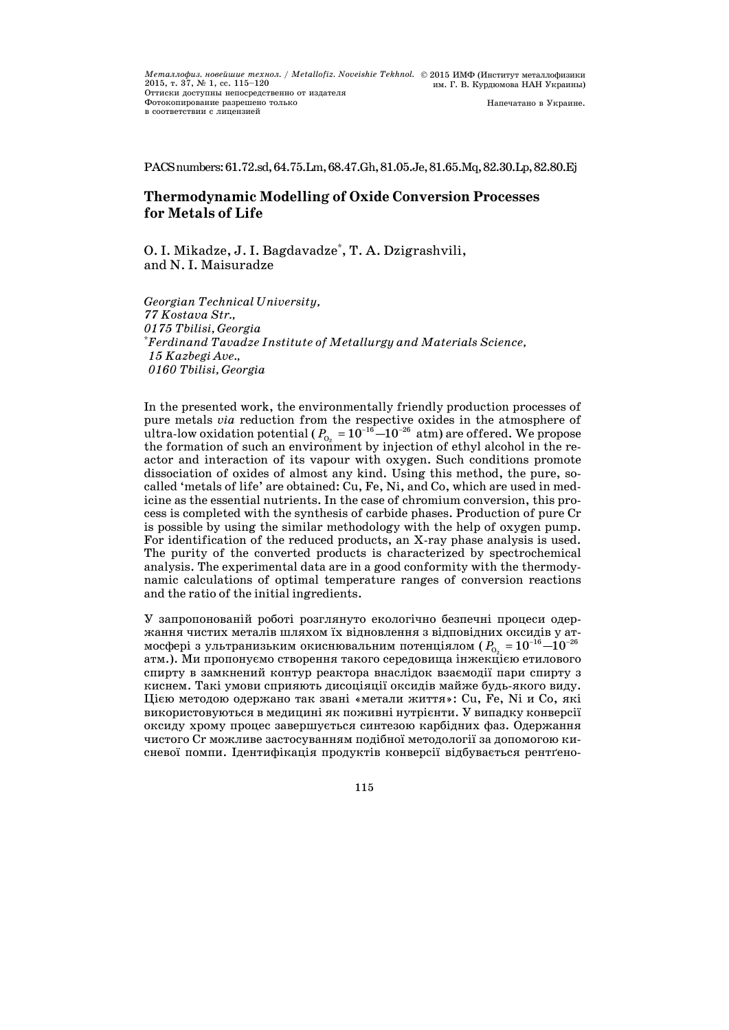PACS numbers: 61.72.sd, 64.75.Lm, 68.47.Gh, 81.05.Je, 81.65.Mq, 82.30.Lp, 82.80.Ej

# Thermodynamic Modelling of Oxide Conversion Processes for Metals of Life

O. I. Mikadze, J. I. Bagdavadze[*], T. A. Dzigrashvili, and N. I. Maisuradze

*Georgian Technical University, 77 Kostava Str., 0175 Tbilisi, Georgia*
[*]*Ferdinand Tavadze Institute of Metallurgy and Materials Science, 15 Kazbegi Ave., 0160 Tbilisi, Georgia*

In the presented work, the environmentally friendly production processes of pure metals *via* reduction from the respective oxides in the atmosphere of ultra-low oxidation potential ($P_{O_2} = 10^{-16}$–$10^{-26}$ atm) are offered. We propose the formation of such an environment by injection of ethyl alcohol in the reactor and interaction of its vapour with oxygen. Such conditions promote dissociation of oxides of almost any kind. Using this method, the pure, so-called 'metals of life' are obtained: Cu, Fe, Ni, and Co, which are used in medicine as the essential nutrients. In the case of chromium conversion, this process is completed with the synthesis of carbide phases. Production of pure Cr is possible by using the similar methodology with the help of oxygen pump. For identification of the reduced products, an X-ray phase analysis is used. The purity of the converted products is characterized by spectrochemical analysis. The experimental data are in a good conformity with the thermodynamic calculations of optimal temperature ranges of conversion reactions and the ratio of the initial ingredients.

У запропонованій роботі розглянуто екологічно безпечні процеси одержання чистих металів шляхом їх відновлення з відповідних оксидів у атмосфері з ультранизьким окиснювальним потенціялом ($P_{O_2} = 10^{-16}$–$10^{-26}$ атм.). Ми пропонуємо створення такого середовища інжекцією етилового спирту в замкнений контур реактора внаслідок взаємодії пари спирту з киснем. Такі умови сприяють дисоціяції оксидів майже будь-якого виду. Цією методою одержано так звані «метали життя»: Cu, Fe, Ni и Co, які використовуються в медицині як поживні нутрієнти. У випадку конверсії оксиду хрому процес завершується синтезою карбідних фаз. Одержання чистого Cr можливе застосуванням подібної методології за допомогою кисневої помпи. Ідентифікація продуктів конверсії відбувається рентґено-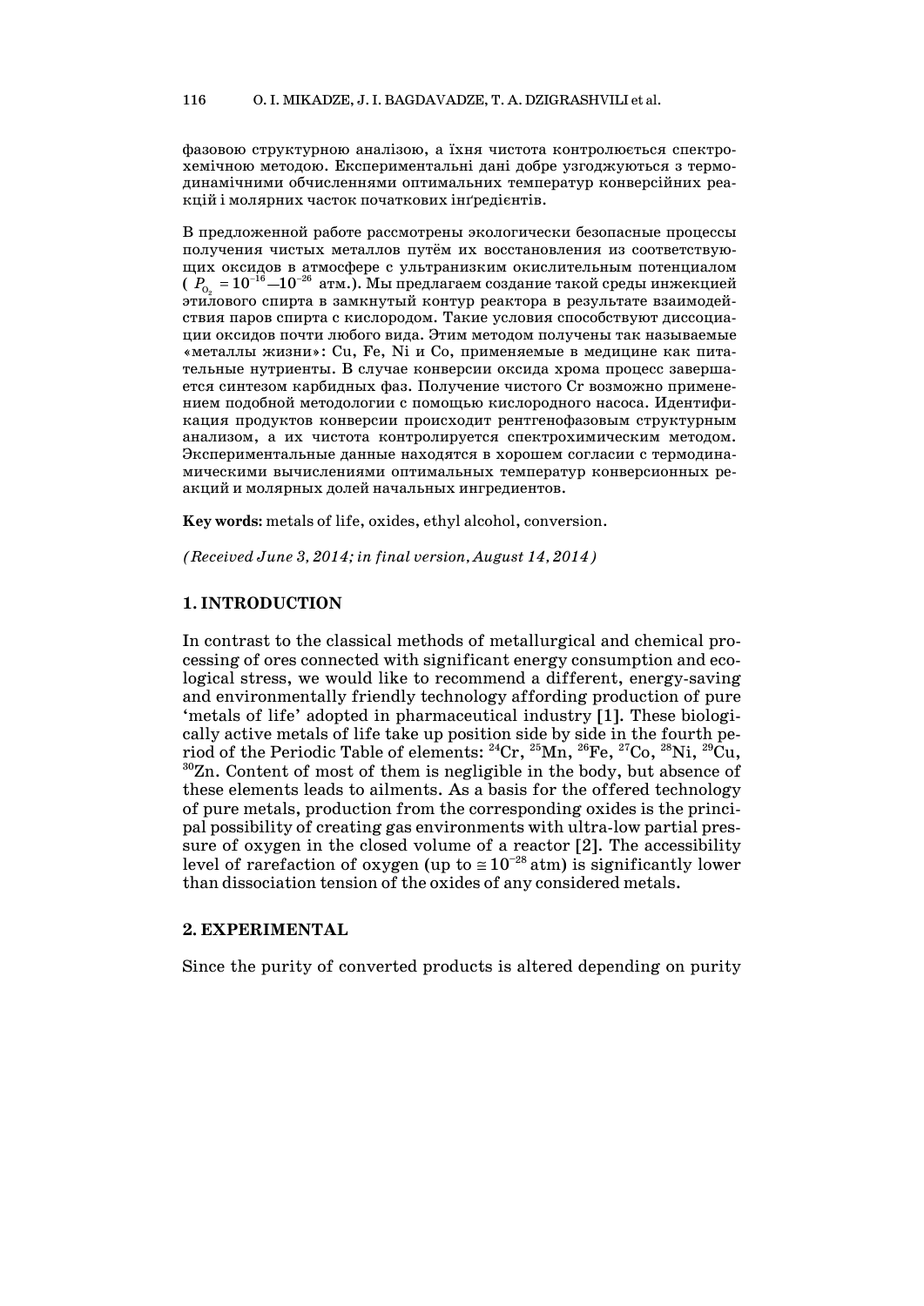фазовою структурною аналізою, а їхня чистота контролюється спектрохемічною методою. Експериментальні дані добре узгоджуються з термодинамічними обчисленнями оптимальних температур конверсійних реакцій і молярних часток початкових інґредієнтів.

В предложенной работе рассмотрены экологически безопасные процессы получения чистых металлов путём их восстановления из соответствующих оксидов в атмосфере с ультранизким окислительным потенциалом ($P_{O_2} = 10^{-16}$—$10^{-26}$ атм.). Мы предлагаем создание такой среды инжекцией этилового спирта в замкнутый контур реактора в результате взаимодействия паров спирта с кислородом. Такие условия способствуют диссоциации оксидов почти любого вида. Этим методом получены так называемые «металлы жизни»: Cu, Fe, Ni и Co, применяемые в медицине как питательные нутриенты. В случае конверсии оксида хрома процесс завершается синтезом карбидных фаз. Получение чистого Cr возможно применением подобной методологии с помощью кислородного насоса. Идентификация продуктов конверсии происходит рентгенофазовым структурным анализом, а их чистота контролируется спектрохимическим методом. Экспериментальные данные находятся в хорошем согласии с термодинамическими вычислениями оптимальных температур конверсионных реакций и молярных долей начальных ингредиентов.

**Key words:** metals of life, oxides, ethyl alcohol, conversion.

*(Received June 3, 2014; in final version, August 14, 2014)*

## 1. INTRODUCTION

In contrast to the classical methods of metallurgical and chemical processing of ores connected with significant energy consumption and ecological stress, we would like to recommend a different, energy-saving and environmentally friendly technology affording production of pure 'metals of life' adopted in pharmaceutical industry [1]. These biologically active metals of life take up position side by side in the fourth period of the Periodic Table of elements: $^{24}$Cr, $^{25}$Mn, $^{26}$Fe, $^{27}$Co, $^{28}$Ni, $^{29}$Cu, $^{30}$Zn. Content of most of them is negligible in the body, but absence of these elements leads to ailments. As a basis for the offered technology of pure metals, production from the corresponding oxides is the principal possibility of creating gas environments with ultra-low partial pressure of oxygen in the closed volume of a reactor [2]. The accessibility level of rarefaction of oxygen (up to $\cong 10^{-28}$ atm) is significantly lower than dissociation tension of the oxides of any considered metals.

## 2. EXPERIMENTAL

Since the purity of converted products is altered depending on purity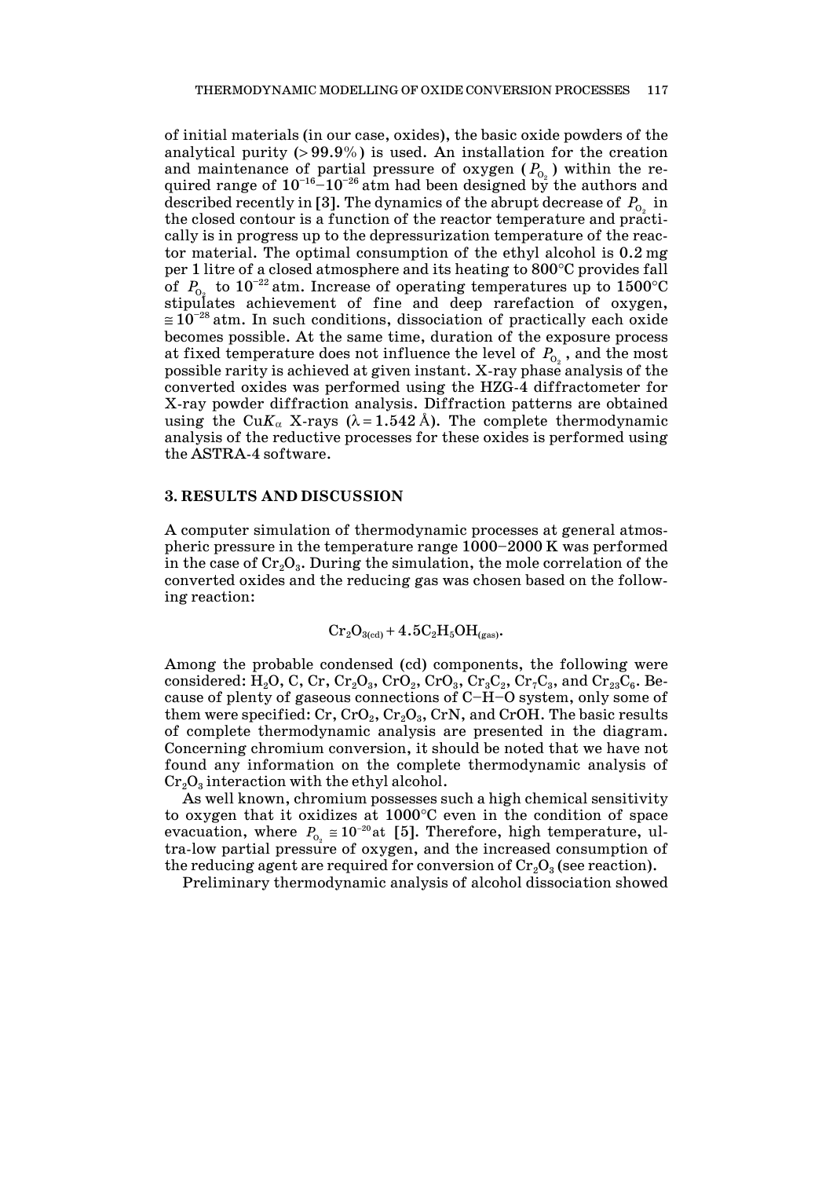of initial materials (in our case, oxides), the basic oxide powders of the analytical purity (> 99.9%) is used. An installation for the creation and maintenance of partial pressure of oxygen ($P_{O_2}$) within the required range of $10^{-16}$–$10^{-26}$ atm had been designed by the authors and described recently in [3]. The dynamics of the abrupt decrease of $P_{O_2}$ in the closed contour is a function of the reactor temperature and practically is in progress up to the depressurization temperature of the reactor material. The optimal consumption of the ethyl alcohol is 0.2 mg per 1 litre of a closed atmosphere and its heating to 800°C provides fall of $P_{O_2}$ to $10^{-22}$ atm. Increase of operating temperatures up to 1500°C stipulates achievement of fine and deep rarefaction of oxygen, $\cong 10^{-28}$ atm. In such conditions, dissociation of practically each oxide becomes possible. At the same time, duration of the exposure process at fixed temperature does not influence the level of $P_{O_2}$, and the most possible rarity is achieved at given instant. X-ray phase analysis of the converted oxides was performed using the HZG-4 diffractometer for X-ray powder diffraction analysis. Diffraction patterns are obtained using the Cu$K_\alpha$ X-rays ($\lambda = 1.542$ Å). The complete thermodynamic analysis of the reductive processes for these oxides is performed using the ASTRA-4 software.

## 3. RESULTS AND DISCUSSION

A computer simulation of thermodynamic processes at general atmospheric pressure in the temperature range 1000–2000 K was performed in the case of $Cr_2O_3$. During the simulation, the mole correlation of the converted oxides and the reducing gas was chosen based on the following reaction:

$$Cr_2O_{3(cd)} + 4.5C_2H_5OH_{(gas)}.$$

Among the probable condensed (cd) components, the following were considered: $H_2O$, C, Cr, $Cr_2O_3$, $CrO_2$, $CrO_3$, $Cr_3C_2$, $Cr_7C_3$, and $Cr_{23}C_6$. Because of plenty of gaseous connections of C–H–O system, only some of them were specified: Cr, $CrO_2$, $Cr_2O_3$, CrN, and CrOH. The basic results of complete thermodynamic analysis are presented in the diagram. Concerning chromium conversion, it should be noted that we have not found any information on the complete thermodynamic analysis of $Cr_2O_3$ interaction with the ethyl alcohol.

As well known, chromium possesses such a high chemical sensitivity to oxygen that it oxidizes at 1000°C even in the condition of space evacuation, where $P_{O_2} \cong 10^{-20}$ at [5]. Therefore, high temperature, ultra-low partial pressure of oxygen, and the increased consumption of the reducing agent are required for conversion of $Cr_2O_3$ (see reaction).

Preliminary thermodynamic analysis of alcohol dissociation showed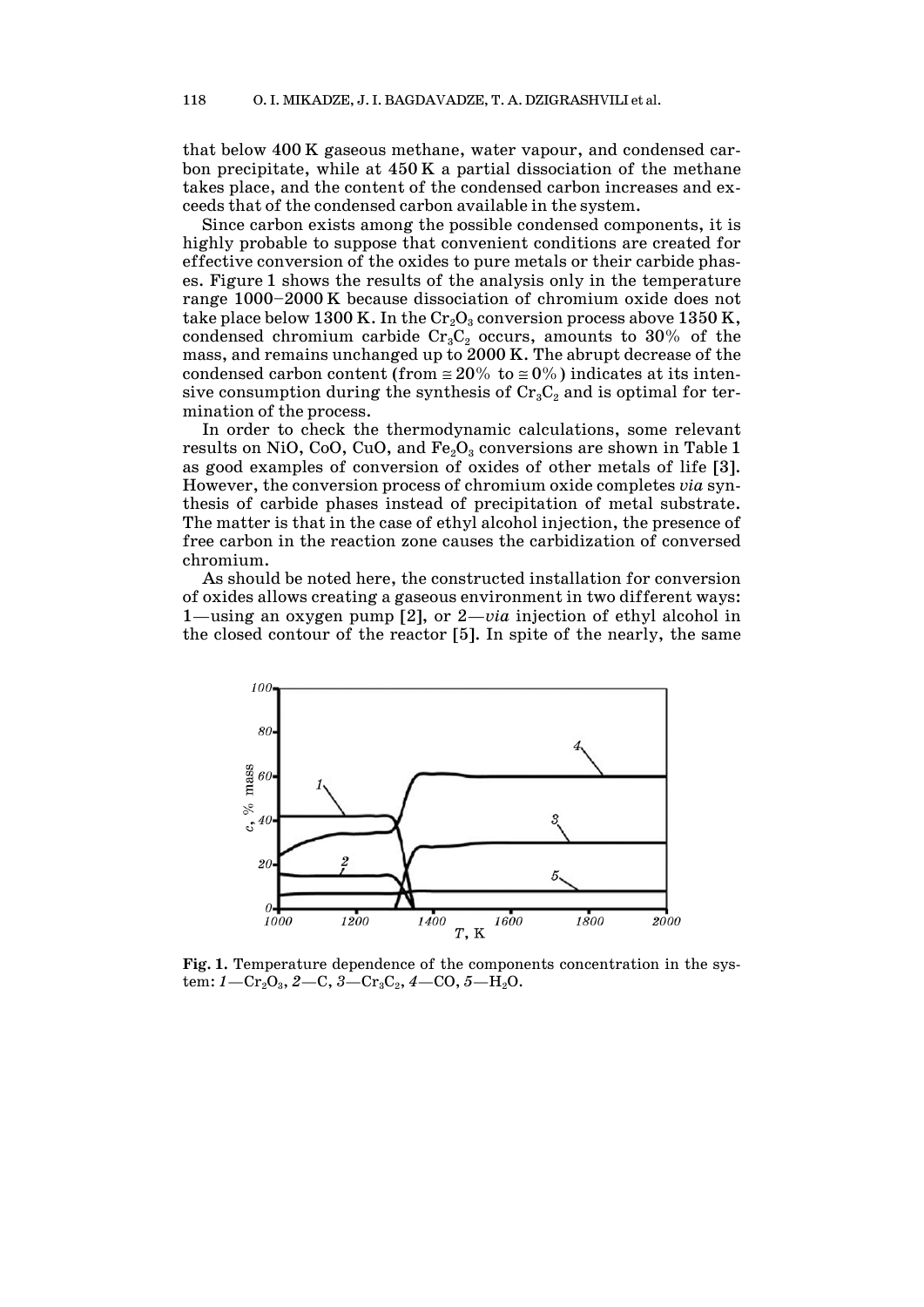that below 400 K gaseous methane, water vapour, and condensed carbon precipitate, while at 450 K a partial dissociation of the methane takes place, and the content of the condensed carbon increases and exceeds that of the condensed carbon available in the system.

Since carbon exists among the possible condensed components, it is highly probable to suppose that convenient conditions are created for effective conversion of the oxides to pure metals or their carbide phases. Figure 1 shows the results of the analysis only in the temperature range 1000–2000 K because dissociation of chromium oxide does not take place below 1300 K. In the $Cr_2O_3$ conversion process above 1350 K, condensed chromium carbide $Cr_3C_2$ occurs, amounts to 30% of the mass, and remains unchanged up to 2000 K. The abrupt decrease of the condensed carbon content (from ≅ 20% to ≅ 0%) indicates at its intensive consumption during the synthesis of $Cr_3C_2$ and is optimal for termination of the process.

In order to check the thermodynamic calculations, some relevant results on NiO, CoO, CuO, and $Fe_2O_3$ conversions are shown in Table 1 as good examples of conversion of oxides of other metals of life [3]. However, the conversion process of chromium oxide completes *via* synthesis of carbide phases instead of precipitation of metal substrate. The matter is that in the case of ethyl alcohol injection, the presence of free carbon in the reaction zone causes the carbidization of conversed chromium.

As should be noted here, the constructed installation for conversion of oxides allows creating a gaseous environment in two different ways: 1—using an oxygen pump [2], or 2—*via* injection of ethyl alcohol in the closed contour of the reactor [5]. In spite of the nearly, the same

**Fig. 1.** Temperature dependence of the components concentration in the system: *1*—$Cr_2O_3$, *2*—C, *3*—$Cr_3C_2$, *4*—CO, *5*—$H_2O$.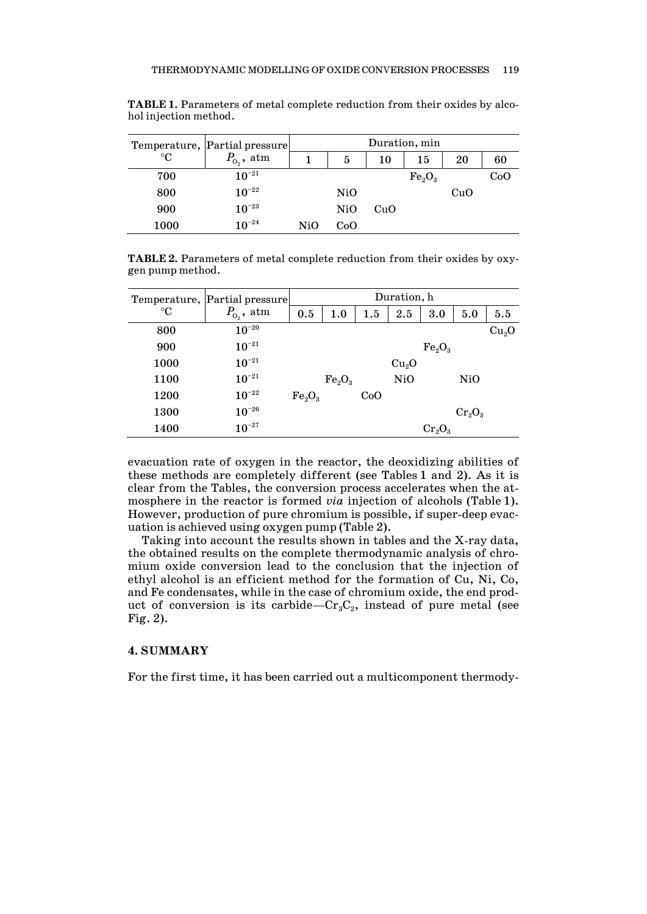**TABLE 1.** Parameters of metal complete reduction from their oxides by alcohol injection method.

| Temperature, °C | Partial pressure $P_{O_2}$, atm | Duration, min | | | | | |
|---|---|---|---|---|---|---|---|
| | | 1 | 5 | 10 | 15 | 20 | 60 |
| 700 | $10^{-21}$ | | | | $Fe_2O_3$ | | CoO |
| 800 | $10^{-22}$ | | NiO | | | CuO | |
| 900 | $10^{-23}$ | | NiO | CuO | | | |
| 1000 | $10^{-24}$ | NiO | CoO | | | | |

**TABLE 2.** Parameters of metal complete reduction from their oxides by oxygen pump method.

| Temperature, °C | Partial pressure $P_{O_2}$, atm | Duration, h | | | | | | |
|---|---|---|---|---|---|---|---|---|
| | | 0.5 | 1.0 | 1.5 | 2.5 | 3.0 | 5.0 | 5.5 |
| 800 | $10^{-20}$ | | | | | | | $Cu_2O$ |
| 900 | $10^{-21}$ | | | | | $Fe_2O_3$ | | |
| 1000 | $10^{-21}$ | | | | $Cu_2O$ | | | |
| 1100 | $10^{-21}$ | | $Fe_2O_3$ | | NiO | | NiO | |
| 1200 | $10^{-22}$ | $Fe_2O_3$ | | CoO | | | | |
| 1300 | $10^{-26}$ | | | | | | $Cr_2O_3$ | |
| 1400 | $10^{-27}$ | | | | | $Cr_2O_3$ | | |

evacuation rate of oxygen in the reactor, the deoxidizing abilities of these methods are completely different (see Tables 1 and 2). As it is clear from the Tables, the conversion process accelerates when the atmosphere in the reactor is formed *via* injection of alcohols (Table 1). However, production of pure chromium is possible, if super-deep evacuation is achieved using oxygen pump (Table 2).

Taking into account the results shown in tables and the X-ray data, the obtained results on the complete thermodynamic analysis of chromium oxide conversion lead to the conclusion that the injection of ethyl alcohol is an efficient method for the formation of Cu, Ni, Co, and Fe condensates, while in the case of chromium oxide, the end product of conversion is its carbide—$Cr_3C_2$, instead of pure metal (see Fig. 2).

## 4. SUMMARY

For the first time, it has been carried out a multicomponent thermody-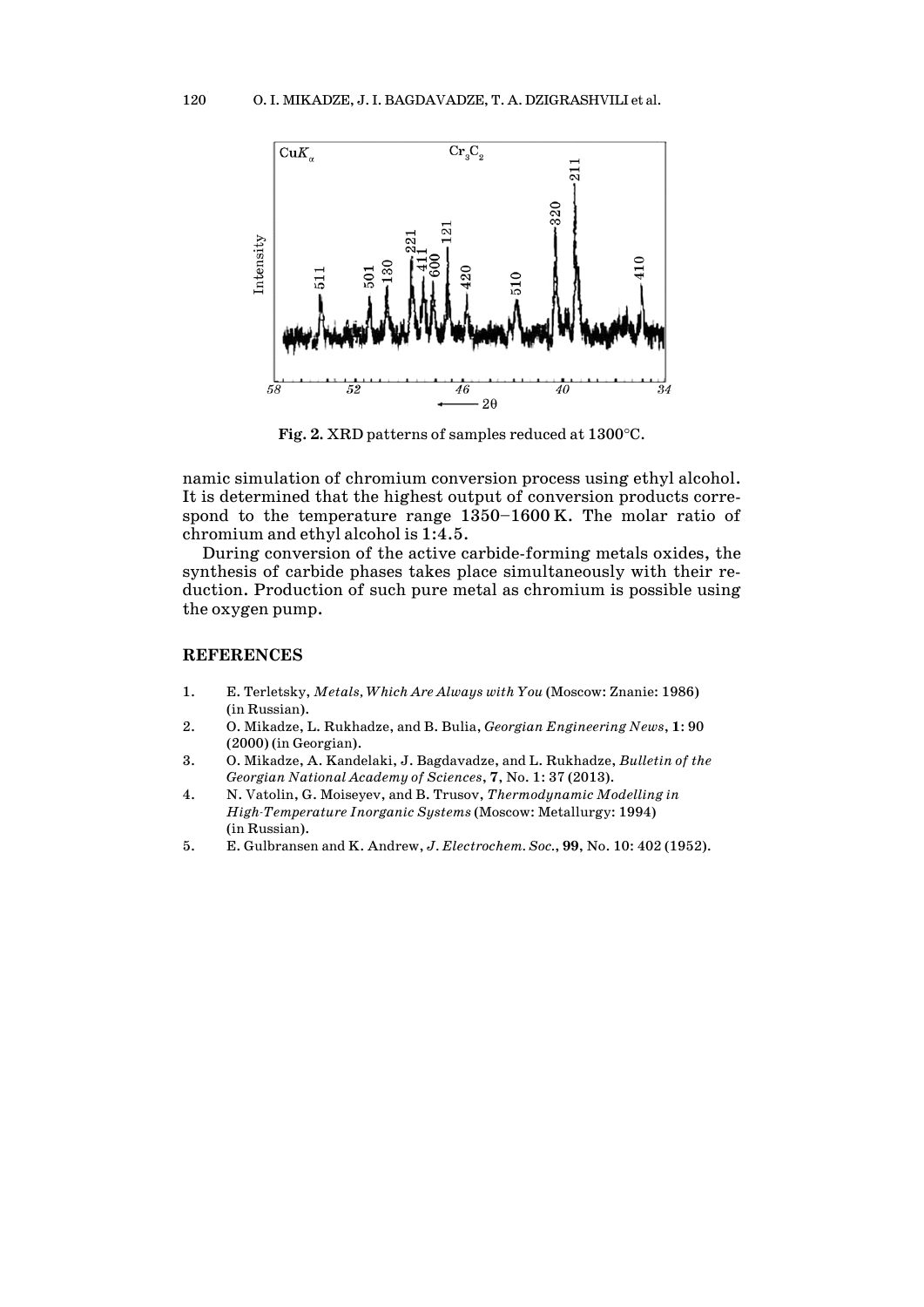CuK$_{\alpha}$

$Cr_3C_2$

Intensity

511 501 130 221 411 600 121 420 510 320 211 410

58 52 46 40 34

← 2θ

**Fig. 2.** XRD patterns of samples reduced at 1300°C.

namic simulation of chromium conversion process using ethyl alcohol. It is determined that the highest output of conversion products correspond to the temperature range 1350–1600 K. The molar ratio of chromium and ethyl alcohol is 1:4.5.

During conversion of the active carbide-forming metals oxides, the synthesis of carbide phases takes place simultaneously with their reduction. Production of such pure metal as chromium is possible using the oxygen pump.

## REFERENCES

1. E. Terletsky, *Metals, Which Are Always with You* (Moscow: Znanie: 1986) (in Russian).
2. O. Mikadze, L. Rukhadze, and B. Bulia, *Georgian Engineering News*, **1**: 90 (2000) (in Georgian).
3. O. Mikadze, A. Kandelaki, J. Bagdavadze, and L. Rukhadze, *Bulletin of the Georgian National Academy of Sciences*, **7**, No. 1: 37 (2013).
4. N. Vatolin, G. Moiseyev, and B. Trusov, *Thermodynamic Modelling in High-Temperature Inorganic Systems* (Moscow: Metallurgy: 1994) (in Russian).
5. E. Gulbransen and K. Andrew, *J. Electrochem. Soc.*, **99**, No. 10: 402 (1952).